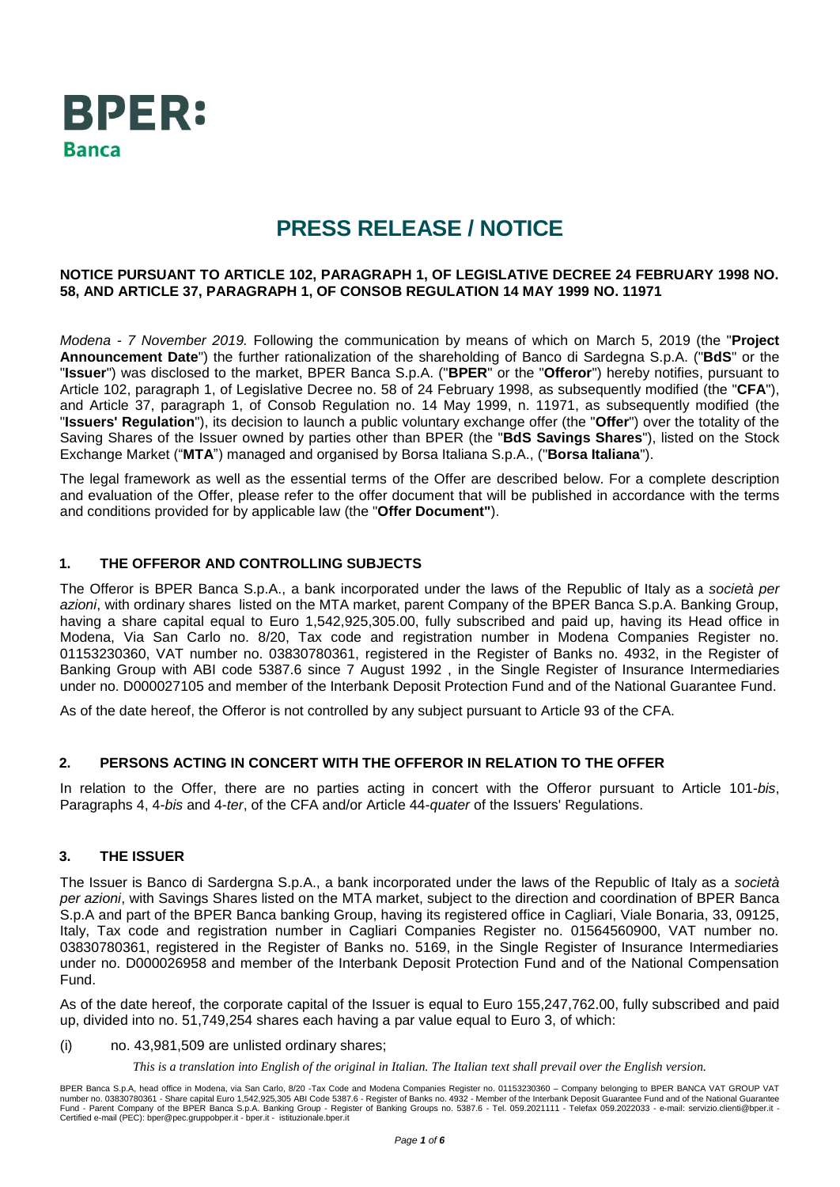**BPER:**
**Banca**

# PRESS RELEASE / NOTICE

**NOTICE PURSUANT TO ARTICLE 102, PARAGRAPH 1, OF LEGISLATIVE DECREE 24 FEBRUARY 1998 NO. 58, AND ARTICLE 37, PARAGRAPH 1, OF CONSOB REGULATION 14 MAY 1999 NO. 11971**

*Modena - 7 November 2019.* Following the communication by means of which on March 5, 2019 (the "**Project Announcement Date**") the further rationalization of the shareholding of Banco di Sardegna S.p.A. ("**BdS**" or the "**Issuer**") was disclosed to the market, BPER Banca S.p.A. ("**BPER**" or the "**Offeror**") hereby notifies, pursuant to Article 102, paragraph 1, of Legislative Decree no. 58 of 24 February 1998, as subsequently modified (the "**CFA**"), and Article 37, paragraph 1, of Consob Regulation no. 14 May 1999, n. 11971, as subsequently modified (the "**Issuers' Regulation**"), its decision to launch a public voluntary exchange offer (the "**Offer**") over the totality of the Saving Shares of the Issuer owned by parties other than BPER (the "**BdS Savings Shares**"), listed on the Stock Exchange Market ("**MTA**") managed and organised by Borsa Italiana S.p.A., ("**Borsa Italiana**").

The legal framework as well as the essential terms of the Offer are described below. For a complete description and evaluation of the Offer, please refer to the offer document that will be published in accordance with the terms and conditions provided for by applicable law (the "**Offer Document"**).

## 1. THE OFFEROR AND CONTROLLING SUBJECTS

The Offeror is BPER Banca S.p.A., a bank incorporated under the laws of the Republic of Italy as a *società per azioni*, with ordinary shares listed on the MTA market, parent Company of the BPER Banca S.p.A. Banking Group, having a share capital equal to Euro 1,542,925,305.00, fully subscribed and paid up, having its Head office in Modena, Via San Carlo no. 8/20, Tax code and registration number in Modena Companies Register no. 01153230360, VAT number no. 03830780361, registered in the Register of Banks no. 4932, in the Register of Banking Group with ABI code 5387.6 since 7 August 1992 , in the Single Register of Insurance Intermediaries under no. D000027105 and member of the Interbank Deposit Protection Fund and of the National Guarantee Fund.

As of the date hereof, the Offeror is not controlled by any subject pursuant to Article 93 of the CFA.

## 2. PERSONS ACTING IN CONCERT WITH THE OFFEROR IN RELATION TO THE OFFER

In relation to the Offer, there are no parties acting in concert with the Offeror pursuant to Article 101-*bis*, Paragraphs 4, 4-*bis* and 4-*ter*, of the CFA and/or Article 44-*quater* of the Issuers' Regulations.

## 3. THE ISSUER

The Issuer is Banco di Sardergna S.p.A., a bank incorporated under the laws of the Republic of Italy as a *società per azioni*, with Savings Shares listed on the MTA market, subject to the direction and coordination of BPER Banca S.p.A and part of the BPER Banca banking Group, having its registered office in Cagliari, Viale Bonaria, 33, 09125, Italy, Tax code and registration number in Cagliari Companies Register no. 01564560900, VAT number no. 03830780361, registered in the Register of Banks no. 5169, in the Single Register of Insurance Intermediaries under no. D000026958 and member of the Interbank Deposit Protection Fund and of the National Compensation Fund.

As of the date hereof, the corporate capital of the Issuer is equal to Euro 155,247,762.00, fully subscribed and paid up, divided into no. 51,749,254 shares each having a par value equal to Euro 3, of which:

(i) no. 43,981,509 are unlisted ordinary shares;

*This is a translation into English of the original in Italian. The Italian text shall prevail over the English version.*

BPER Banca S.p.A, head office in Modena, via San Carlo, 8/20 -Tax Code and Modena Companies Register no. 01153230360 – Company belonging to BPER BANCA VAT GROUP VAT number no. 03830780361 - Share capital Euro 1,542,925,305 ABI Code 5387.6 - Register of Banks no. 4932 - Member of the Interbank Deposit Guarantee Fund and of the National Guarantee Fund - Parent Company of the BPER Banca S.p.A. Banking Group - Register of Banking Groups no. 5387.6 - Tel. 059.2021111 - Telefax 059.2022033 - e-mail: servizio.clienti@bper.it - Certified e-mail (PEC): bper@pec.gruppobper.it - bper.it - istituzionale.bper.it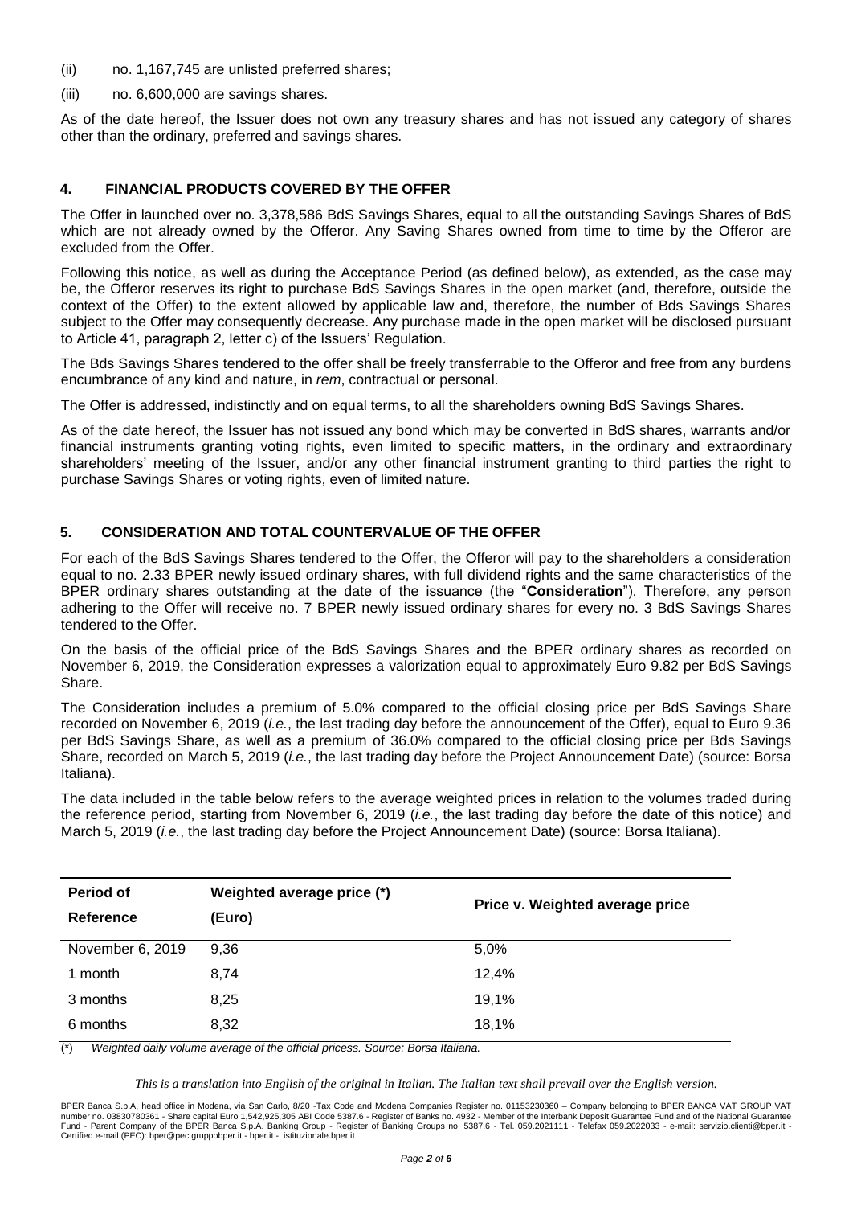(ii) no. 1,167,745 are unlisted preferred shares;

(iii) no. 6,600,000 are savings shares.

As of the date hereof, the Issuer does not own any treasury shares and has not issued any category of shares other than the ordinary, preferred and savings shares.

## 4. FINANCIAL PRODUCTS COVERED BY THE OFFER

The Offer in launched over no. 3,378,586 BdS Savings Shares, equal to all the outstanding Savings Shares of BdS which are not already owned by the Offeror. Any Saving Shares owned from time to time by the Offeror are excluded from the Offer.

Following this notice, as well as during the Acceptance Period (as defined below), as extended, as the case may be, the Offeror reserves its right to purchase BdS Savings Shares in the open market (and, therefore, outside the context of the Offer) to the extent allowed by applicable law and, therefore, the number of Bds Savings Shares subject to the Offer may consequently decrease. Any purchase made in the open market will be disclosed pursuant to Article 41, paragraph 2, letter c) of the Issuers' Regulation.

The Bds Savings Shares tendered to the offer shall be freely transferrable to the Offeror and free from any burdens encumbrance of any kind and nature, in *rem*, contractual or personal.

The Offer is addressed, indistinctly and on equal terms, to all the shareholders owning BdS Savings Shares.

As of the date hereof, the Issuer has not issued any bond which may be converted in BdS shares, warrants and/or financial instruments granting voting rights, even limited to specific matters, in the ordinary and extraordinary shareholders' meeting of the Issuer, and/or any other financial instrument granting to third parties the right to purchase Savings Shares or voting rights, even of limited nature.

## 5. CONSIDERATION AND TOTAL COUNTERVALUE OF THE OFFER

For each of the BdS Savings Shares tendered to the Offer, the Offeror will pay to the shareholders a consideration equal to no. 2.33 BPER newly issued ordinary shares, with full dividend rights and the same characteristics of the BPER ordinary shares outstanding at the date of the issuance (the "**Consideration**"). Therefore, any person adhering to the Offer will receive no. 7 BPER newly issued ordinary shares for every no. 3 BdS Savings Shares tendered to the Offer.

On the basis of the official price of the BdS Savings Shares and the BPER ordinary shares as recorded on November 6, 2019, the Consideration expresses a valorization equal to approximately Euro 9.82 per BdS Savings Share.

The Consideration includes a premium of 5.0% compared to the official closing price per BdS Savings Share recorded on November 6, 2019 (*i.e.*, the last trading day before the announcement of the Offer), equal to Euro 9.36 per BdS Savings Share, as well as a premium of 36.0% compared to the official closing price per Bds Savings Share, recorded on March 5, 2019 (*i.e.*, the last trading day before the Project Announcement Date) (source: Borsa Italiana).

The data included in the table below refers to the average weighted prices in relation to the volumes traded during the reference period, starting from November 6, 2019 (*i.e.*, the last trading day before the date of this notice) and March 5, 2019 (*i.e.*, the last trading day before the Project Announcement Date) (source: Borsa Italiana).

| Period of Reference | Weighted average price (*) (Euro) | Price v. Weighted average price |
|---|---|---|
| November 6, 2019 | 9,36 | 5,0% |
| 1 month | 8,74 | 12,4% |
| 3 months | 8,25 | 19,1% |
| 6 months | 8,32 | 18,1% |

(*) *Weighted daily volume average of the official pricess. Source: Borsa Italiana.*

*This is a translation into English of the original in Italian. The Italian text shall prevail over the English version.*

BPER Banca S.p.A, head office in Modena, via San Carlo, 8/20 -Tax Code and Modena Companies Register no. 01153230360 – Company belonging to BPER BANCA VAT GROUP VAT number no. 03830780361 - Share capital Euro 1,542,925,305 ABI Code 5387.6 - Register of Banks no. 4932 - Member of the Interbank Deposit Guarantee Fund and of the National Guarantee Fund - Parent Company of the BPER Banca S.p.A. Banking Group - Register of Banking Groups no. 5387.6 - Tel. 059.2021111 - Telefax 059.2022033 - e-mail: servizio.clienti@bper.it - Certified e-mail (PEC): bper@pec.gruppobper.it - bper.it - istituzionale.bper.it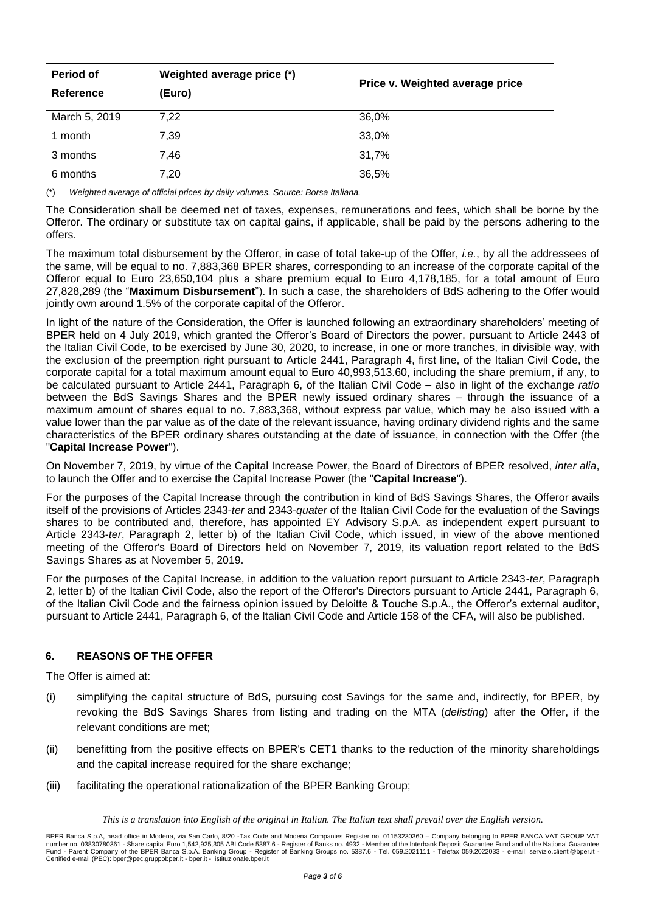| Period of Reference | Weighted average price (*) (Euro) | Price v. Weighted average price |
|---|---|---|
| March 5, 2019 | 7,22 | 36,0% |
| 1 month | 7,39 | 33,0% |
| 3 months | 7,46 | 31,7% |
| 6 months | 7,20 | 36,5% |

(*) *Weighted average of official prices by daily volumes. Source: Borsa Italiana.*

The Consideration shall be deemed net of taxes, expenses, remunerations and fees, which shall be borne by the Offeror. The ordinary or substitute tax on capital gains, if applicable, shall be paid by the persons adhering to the offers.

The maximum total disbursement by the Offeror, in case of total take-up of the Offer, *i.e.*, by all the addressees of the same, will be equal to no. 7,883,368 BPER shares, corresponding to an increase of the corporate capital of the Offeror equal to Euro 23,650,104 plus a share premium equal to Euro 4,178,185, for a total amount of Euro 27,828,289 (the "**Maximum Disbursement**"). In such a case, the shareholders of BdS adhering to the Offer would jointly own around 1.5% of the corporate capital of the Offeror.

In light of the nature of the Consideration, the Offer is launched following an extraordinary shareholders' meeting of BPER held on 4 July 2019, which granted the Offeror's Board of Directors the power, pursuant to Article 2443 of the Italian Civil Code, to be exercised by June 30, 2020, to increase, in one or more tranches, in divisible way, with the exclusion of the preemption right pursuant to Article 2441, Paragraph 4, first line, of the Italian Civil Code, the corporate capital for a total maximum amount equal to Euro 40,993,513.60, including the share premium, if any, to be calculated pursuant to Article 2441, Paragraph 6, of the Italian Civil Code – also in light of the exchange *ratio* between the BdS Savings Shares and the BPER newly issued ordinary shares – through the issuance of a maximum amount of shares equal to no. 7,883,368, without express par value, which may be also issued with a value lower than the par value as of the date of the relevant issuance, having ordinary dividend rights and the same characteristics of the BPER ordinary shares outstanding at the date of issuance, in connection with the Offer (the "**Capital Increase Power**").

On November 7, 2019, by virtue of the Capital Increase Power, the Board of Directors of BPER resolved, *inter alia*, to launch the Offer and to exercise the Capital Increase Power (the "**Capital Increase**").

For the purposes of the Capital Increase through the contribution in kind of BdS Savings Shares, the Offeror avails itself of the provisions of Articles 2343-*ter* and 2343-*quater* of the Italian Civil Code for the evaluation of the Savings shares to be contributed and, therefore, has appointed EY Advisory S.p.A. as independent expert pursuant to Article 2343-*ter*, Paragraph 2, letter b) of the Italian Civil Code, which issued, in view of the above mentioned meeting of the Offeror's Board of Directors held on November 7, 2019, its valuation report related to the BdS Savings Shares as at November 5, 2019.

For the purposes of the Capital Increase, in addition to the valuation report pursuant to Article 2343-*ter*, Paragraph 2, letter b) of the Italian Civil Code, also the report of the Offeror's Directors pursuant to Article 2441, Paragraph 6, of the Italian Civil Code and the fairness opinion issued by Deloitte & Touche S.p.A., the Offeror's external auditor, pursuant to Article 2441, Paragraph 6, of the Italian Civil Code and Article 158 of the CFA, will also be published.

## 6. REASONS OF THE OFFER

The Offer is aimed at:

(i) simplifying the capital structure of BdS, pursuing cost Savings for the same and, indirectly, for BPER, by revoking the BdS Savings Shares from listing and trading on the MTA (*delisting*) after the Offer, if the relevant conditions are met;

(ii) benefitting from the positive effects on BPER's CET1 thanks to the reduction of the minority shareholdings and the capital increase required for the share exchange;

(iii) facilitating the operational rationalization of the BPER Banking Group;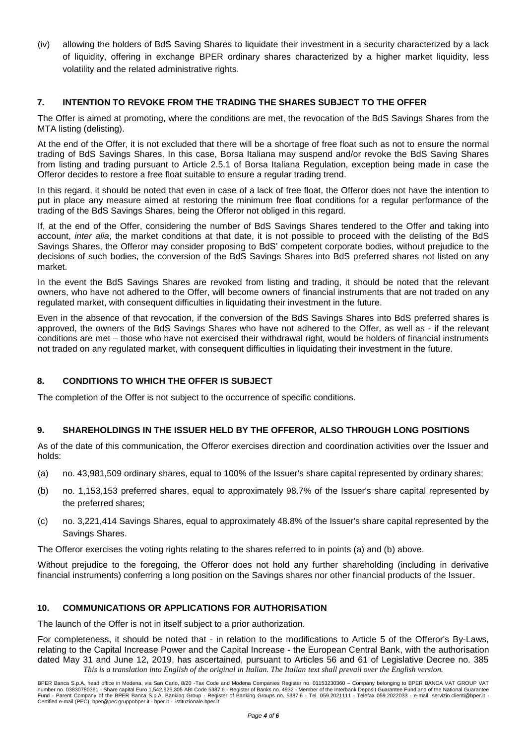(iv) allowing the holders of BdS Saving Shares to liquidate their investment in a security characterized by a lack of liquidity, offering in exchange BPER ordinary shares characterized by a higher market liquidity, less volatility and the related administrative rights.

## 7. INTENTION TO REVOKE FROM THE TRADING THE SHARES SUBJECT TO THE OFFER

The Offer is aimed at promoting, where the conditions are met, the revocation of the BdS Savings Shares from the MTA listing (delisting).

At the end of the Offer, it is not excluded that there will be a shortage of free float such as not to ensure the normal trading of BdS Savings Shares. In this case, Borsa Italiana may suspend and/or revoke the BdS Saving Shares from listing and trading pursuant to Article 2.5.1 of Borsa Italiana Regulation, exception being made in case the Offeror decides to restore a free float suitable to ensure a regular trading trend.

In this regard, it should be noted that even in case of a lack of free float, the Offeror does not have the intention to put in place any measure aimed at restoring the minimum free float conditions for a regular performance of the trading of the BdS Savings Shares, being the Offeror not obliged in this regard.

If, at the end of the Offer, considering the number of BdS Savings Shares tendered to the Offer and taking into account, *inter alia*, the market conditions at that date, it is not possible to proceed with the delisting of the BdS Savings Shares, the Offeror may consider proposing to BdS' competent corporate bodies, without prejudice to the decisions of such bodies, the conversion of the BdS Savings Shares into BdS preferred shares not listed on any market.

In the event the BdS Savings Shares are revoked from listing and trading, it should be noted that the relevant owners, who have not adhered to the Offer, will become owners of financial instruments that are not traded on any regulated market, with consequent difficulties in liquidating their investment in the future.

Even in the absence of that revocation, if the conversion of the BdS Savings Shares into BdS preferred shares is approved, the owners of the BdS Savings Shares who have not adhered to the Offer, as well as - if the relevant conditions are met – those who have not exercised their withdrawal right, would be holders of financial instruments not traded on any regulated market, with consequent difficulties in liquidating their investment in the future.

## 8. CONDITIONS TO WHICH THE OFFER IS SUBJECT

The completion of the Offer is not subject to the occurrence of specific conditions.

## 9. SHAREHOLDINGS IN THE ISSUER HELD BY THE OFFEROR, ALSO THROUGH LONG POSITIONS

As of the date of this communication, the Offeror exercises direction and coordination activities over the Issuer and holds:

(a) no. 43,981,509 ordinary shares, equal to 100% of the Issuer's share capital represented by ordinary shares;

(b) no. 1,153,153 preferred shares, equal to approximately 98.7% of the Issuer's share capital represented by the preferred shares;

(c) no. 3,221,414 Savings Shares, equal to approximately 48.8% of the Issuer's share capital represented by the Savings Shares.

The Offeror exercises the voting rights relating to the shares referred to in points (a) and (b) above.

Without prejudice to the foregoing, the Offeror does not hold any further shareholding (including in derivative financial instruments) conferring a long position on the Savings shares nor other financial products of the Issuer.

## 10. COMMUNICATIONS OR APPLICATIONS FOR AUTHORISATION

The launch of the Offer is not in itself subject to a prior authorization.

For completeness, it should be noted that - in relation to the modifications to Article 5 of the Offeror's By-Laws, relating to the Capital Increase Power and the Capital Increase - the European Central Bank, with the authorisation dated May 31 and June 12, 2019, has ascertained, pursuant to Articles 56 and 61 of Legislative Decree no. 385

*This is a translation into English of the original in Italian. The Italian text shall prevail over the English version.*

BPER Banca S.p.A, head office in Modena, via San Carlo, 8/20 -Tax Code and Modena Companies Register no. 01153230360 – Company belonging to BPER BANCA VAT GROUP VAT number no. 03830780361 - Share capital Euro 1,542,925,305 ABI Code 5387.6 - Register of Banks no. 4932 - Member of the Interbank Deposit Guarantee Fund and of the National Guarantee Fund - Parent Company of the BPER Banca S.p.A. Banking Group - Register of Banking Groups no. 5387.6 - Tel. 059.2021111 - Telefax 059.2022033 - e-mail: servizio.clienti@bper.it - Certified e-mail (PEC): bper@pec.gruppobper.it - bper.it - istituzionale.bper.it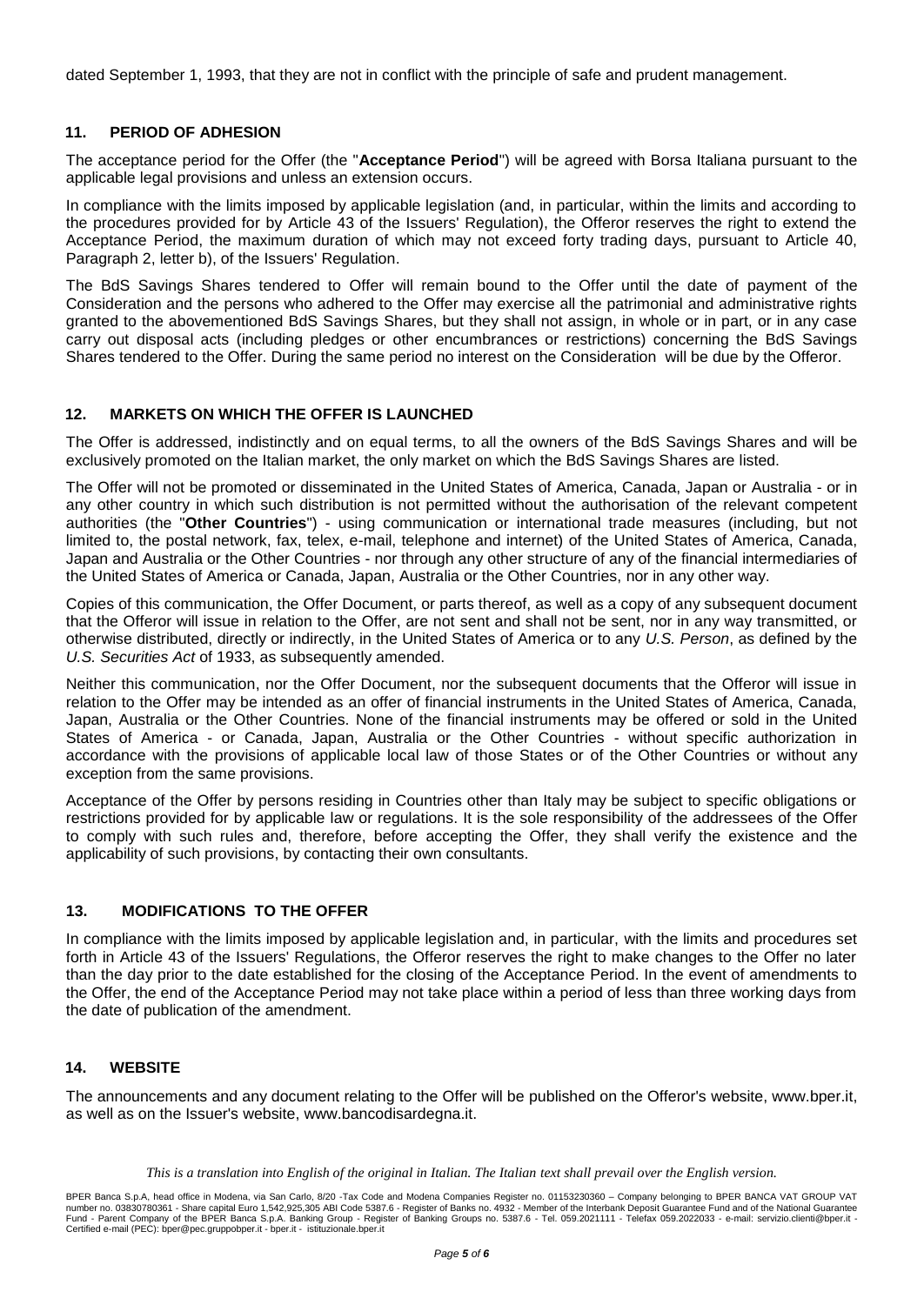dated September 1, 1993, that they are not in conflict with the principle of safe and prudent management.

## 11. PERIOD OF ADHESION

The acceptance period for the Offer (the "**Acceptance Period**") will be agreed with Borsa Italiana pursuant to the applicable legal provisions and unless an extension occurs.

In compliance with the limits imposed by applicable legislation (and, in particular, within the limits and according to the procedures provided for by Article 43 of the Issuers' Regulation), the Offeror reserves the right to extend the Acceptance Period, the maximum duration of which may not exceed forty trading days, pursuant to Article 40, Paragraph 2, letter b), of the Issuers' Regulation.

The BdS Savings Shares tendered to Offer will remain bound to the Offer until the date of payment of the Consideration and the persons who adhered to the Offer may exercise all the patrimonial and administrative rights granted to the abovementioned BdS Savings Shares, but they shall not assign, in whole or in part, or in any case carry out disposal acts (including pledges or other encumbrances or restrictions) concerning the BdS Savings Shares tendered to the Offer. During the same period no interest on the Consideration will be due by the Offeror.

## 12. MARKETS ON WHICH THE OFFER IS LAUNCHED

The Offer is addressed, indistinctly and on equal terms, to all the owners of the BdS Savings Shares and will be exclusively promoted on the Italian market, the only market on which the BdS Savings Shares are listed.

The Offer will not be promoted or disseminated in the United States of America, Canada, Japan or Australia - or in any other country in which such distribution is not permitted without the authorisation of the relevant competent authorities (the "**Other Countries**") - using communication or international trade measures (including, but not limited to, the postal network, fax, telex, e-mail, telephone and internet) of the United States of America, Canada, Japan and Australia or the Other Countries - nor through any other structure of any of the financial intermediaries of the United States of America or Canada, Japan, Australia or the Other Countries, nor in any other way.

Copies of this communication, the Offer Document, or parts thereof, as well as a copy of any subsequent document that the Offeror will issue in relation to the Offer, are not sent and shall not be sent, nor in any way transmitted, or otherwise distributed, directly or indirectly, in the United States of America or to any *U.S. Person*, as defined by the *U.S. Securities Act* of 1933, as subsequently amended.

Neither this communication, nor the Offer Document, nor the subsequent documents that the Offeror will issue in relation to the Offer may be intended as an offer of financial instruments in the United States of America, Canada, Japan, Australia or the Other Countries. None of the financial instruments may be offered or sold in the United States of America - or Canada, Japan, Australia or the Other Countries - without specific authorization in accordance with the provisions of applicable local law of those States or of the Other Countries or without any exception from the same provisions.

Acceptance of the Offer by persons residing in Countries other than Italy may be subject to specific obligations or restrictions provided for by applicable law or regulations. It is the sole responsibility of the addressees of the Offer to comply with such rules and, therefore, before accepting the Offer, they shall verify the existence and the applicability of such provisions, by contacting their own consultants.

## 13. MODIFICATIONS TO THE OFFER

In compliance with the limits imposed by applicable legislation and, in particular, with the limits and procedures set forth in Article 43 of the Issuers' Regulations, the Offeror reserves the right to make changes to the Offer no later than the day prior to the date established for the closing of the Acceptance Period. In the event of amendments to the Offer, the end of the Acceptance Period may not take place within a period of less than three working days from the date of publication of the amendment.

## 14. WEBSITE

The announcements and any document relating to the Offer will be published on the Offeror's website, www.bper.it, as well as on the Issuer's website, www.bancodisardegna.it.

*This is a translation into English of the original in Italian. The Italian text shall prevail over the English version.*

BPER Banca S.p.A, head office in Modena, via San Carlo, 8/20 -Tax Code and Modena Companies Register no. 01153230360 – Company belonging to BPER BANCA VAT GROUP VAT number no. 03830780361 - Share capital Euro 1,542,925,305 ABI Code 5387.6 - Register of Banks no. 4932 - Member of the Interbank Deposit Guarantee Fund and of the National Guarantee Fund - Parent Company of the BPER Banca S.p.A. Banking Group - Register of Banking Groups no. 5387.6 - Tel. 059.2021111 - Telefax 059.2022033 - e-mail: servizio.clienti@bper.it - Certified e-mail (PEC): bper@pec.gruppobper.it - bper.it - istituzionale.bper.it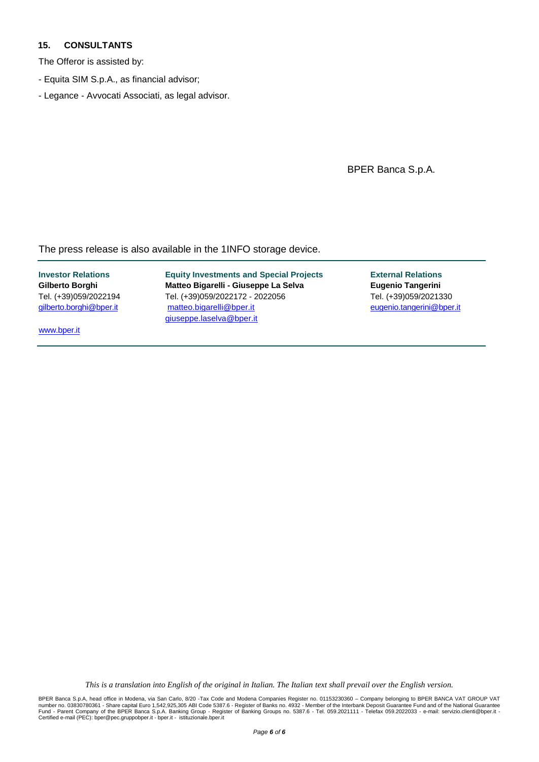## 15. CONSULTANTS

The Offeror is assisted by:

- Equita SIM S.p.A., as financial advisor;
- Legance - Avvocati Associati, as legal advisor.

BPER Banca S.p.A.

The press release is also available in the 1INFO storage device.

**Investor Relations**
**Gilberto Borghi**
Tel. (+39)059/2022194
gilberto.borghi@bper.it

www.bper.it

**Equity Investments and Special Projects**
**Matteo Bigarelli - Giuseppe La Selva**
Tel. (+39)059/2022172 - 2022056
matteo.bigarelli@bper.it
giuseppe.laselva@bper.it

**External Relations**
**Eugenio Tangerini**
Tel. (+39)059/2021330
eugenio.tangerini@bper.it

*This is a translation into English of the original in Italian. The Italian text shall prevail over the English version.*

BPER Banca S.p.A, head office in Modena, via San Carlo, 8/20 -Tax Code and Modena Companies Register no. 01153230360 – Company belonging to BPER BANCA VAT GROUP VAT number no. 03830780361 - Share capital Euro 1,542,925,305 ABI Code 5387.6 - Register of Banks no. 4932 - Member of the Interbank Deposit Guarantee Fund and of the National Guarantee Fund - Parent Company of the BPER Banca S.p.A. Banking Group - Register of Banking Groups no. 5387.6 - Tel. 059.2021111 - Telefax 059.2022033 - e-mail: servizio.clienti@bper.it - Certified e-mail (PEC): bper@pec.gruppobper.it - bper.it - istituzionale.bper.it